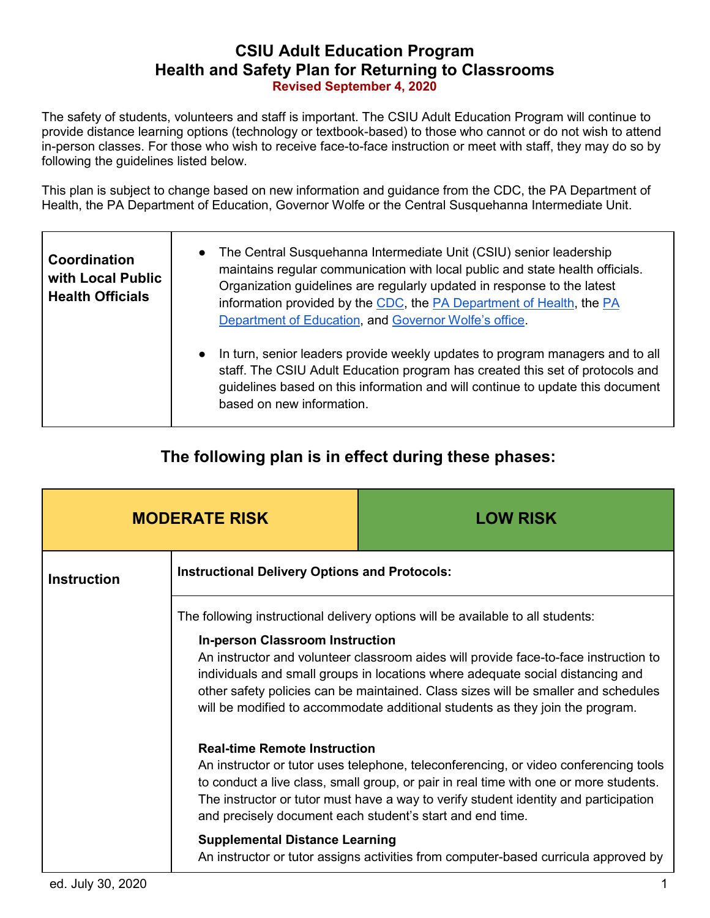# CSIU Adult Education Program
# Health and Safety Plan for Returning to Classrooms

**Revised September 4, 2020**

The safety of students, volunteers and staff is important. The CSIU Adult Education Program will continue to provide distance learning options (technology or textbook-based) to those who cannot or do not wish to attend in-person classes. For those who wish to receive face-to-face instruction or meet with staff, they may do so by following the guidelines listed below.

This plan is subject to change based on new information and guidance from the CDC, the PA Department of Health, the PA Department of Education, Governor Wolfe or the Central Susquehanna Intermediate Unit.

| **Coordination with Local Public Health Officials** | • The Central Susquehanna Intermediate Unit (CSIU) senior leadership maintains regular communication with local public and state health officials. Organization guidelines are regularly updated in response to the latest information provided by the CDC, the PA Department of Health, the PA Department of Education, and Governor Wolfe's office.<br><br>• In turn, senior leaders provide weekly updates to program managers and to all staff. The CSIU Adult Education program has created this set of protocols and guidelines based on this information and will continue to update this document based on new information. |
|---|---|

## The following plan is in effect during these phases:

| **MODERATE RISK** | **LOW RISK** |
|---|---|

| **Instruction** | **Instructional Delivery Options and Protocols:** |
|---|---|
| | The following instructional delivery options will be available to all students:<br><br>**In-person Classroom Instruction**<br>An instructor and volunteer classroom aides will provide face-to-face instruction to individuals and small groups in locations where adequate social distancing and other safety policies can be maintained. Class sizes will be smaller and schedules will be modified to accommodate additional students as they join the program.<br><br>**Real-time Remote Instruction**<br>An instructor or tutor uses telephone, teleconferencing, or video conferencing tools to conduct a live class, small group, or pair in real time with one or more students. The instructor or tutor must have a way to verify student identity and participation and precisely document each student's start and end time.<br><br>**Supplemental Distance Learning**<br>An instructor or tutor assigns activities from computer-based curricula approved by |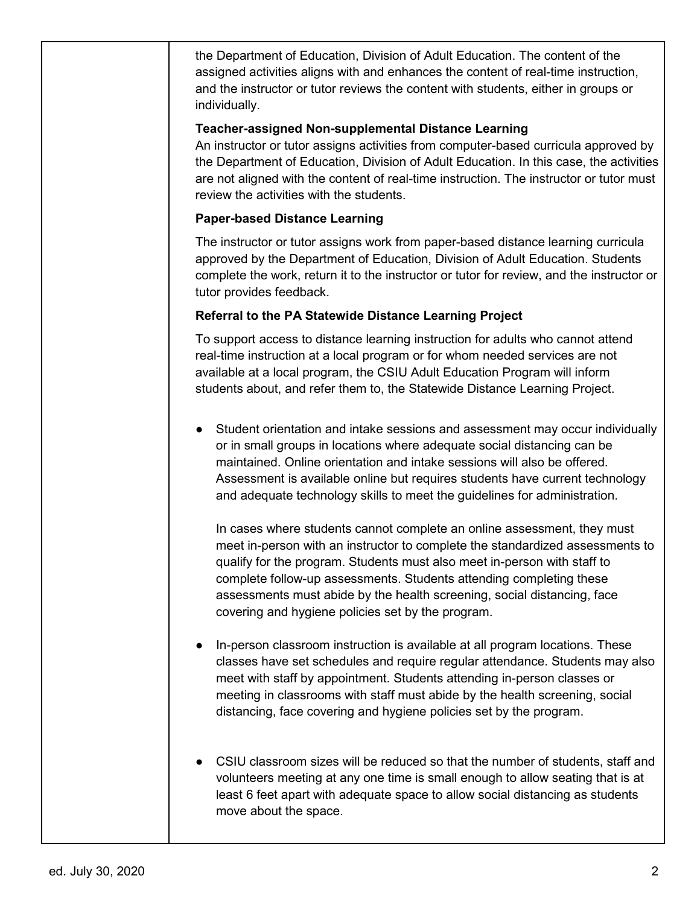the Department of Education, Division of Adult Education. The content of the assigned activities aligns with and enhances the content of real-time instruction, and the instructor or tutor reviews the content with students, either in groups or individually.

**Teacher-assigned Non-supplemental Distance Learning**

An instructor or tutor assigns activities from computer-based curricula approved by the Department of Education, Division of Adult Education. In this case, the activities are not aligned with the content of real-time instruction. The instructor or tutor must review the activities with the students.

**Paper-based Distance Learning**

The instructor or tutor assigns work from paper-based distance learning curricula approved by the Department of Education, Division of Adult Education. Students complete the work, return it to the instructor or tutor for review, and the instructor or tutor provides feedback.

**Referral to the PA Statewide Distance Learning Project**

To support access to distance learning instruction for adults who cannot attend real-time instruction at a local program or for whom needed services are not available at a local program, the CSIU Adult Education Program will inform students about, and refer them to, the Statewide Distance Learning Project.

- Student orientation and intake sessions and assessment may occur individually or in small groups in locations where adequate social distancing can be maintained. Online orientation and intake sessions will also be offered. Assessment is available online but requires students have current technology and adequate technology skills to meet the guidelines for administration.

  In cases where students cannot complete an online assessment, they must meet in-person with an instructor to complete the standardized assessments to qualify for the program. Students must also meet in-person with staff to complete follow-up assessments. Students attending completing these assessments must abide by the health screening, social distancing, face covering and hygiene policies set by the program.

- In-person classroom instruction is available at all program locations. These classes have set schedules and require regular attendance. Students may also meet with staff by appointment. Students attending in-person classes or meeting in classrooms with staff must abide by the health screening, social distancing, face covering and hygiene policies set by the program.

- CSIU classroom sizes will be reduced so that the number of students, staff and volunteers meeting at any one time is small enough to allow seating that is at least 6 feet apart with adequate space to allow social distancing as students move about the space.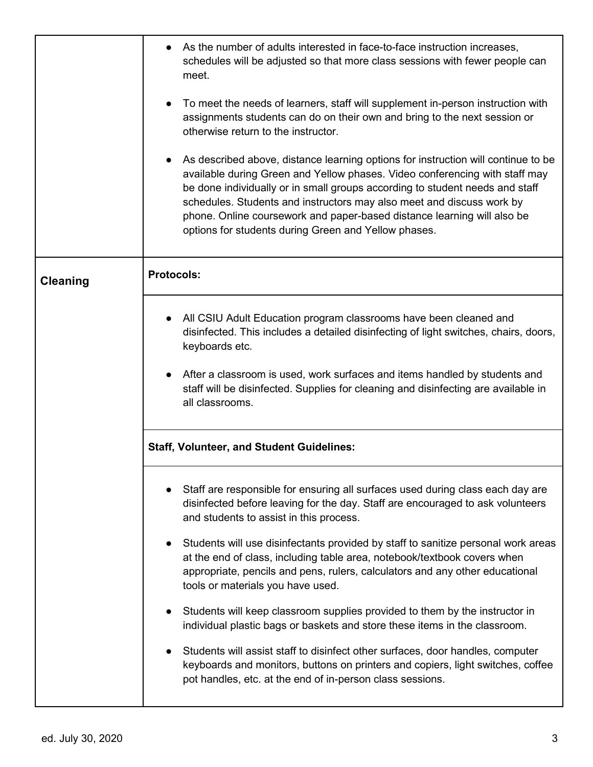| | |
|---|---|
| | • As the number of adults interested in face-to-face instruction increases, schedules will be adjusted so that more class sessions with fewer people can meet.<br><br>• To meet the needs of learners, staff will supplement in-person instruction with assignments students can do on their own and bring to the next session or otherwise return to the instructor.<br><br>• As described above, distance learning options for instruction will continue to be available during Green and Yellow phases. Video conferencing with staff may be done individually or in small groups according to student needs and staff schedules. Students and instructors may also meet and discuss work by phone. Online coursework and paper-based distance learning will also be options for students during Green and Yellow phases. |
| **Cleaning** | **Protocols:** |
| | • All CSIU Adult Education program classrooms have been cleaned and disinfected. This includes a detailed disinfecting of light switches, chairs, doors, keyboards etc.<br><br>• After a classroom is used, work surfaces and items handled by students and staff will be disinfected. Supplies for cleaning and disinfecting are available in all classrooms. |
| | **Staff, Volunteer, and Student Guidelines:** |
| | • Staff are responsible for ensuring all surfaces used during class each day are disinfected before leaving for the day. Staff are encouraged to ask volunteers and students to assist in this process.<br><br>• Students will use disinfectants provided by staff to sanitize personal work areas at the end of class, including table area, notebook/textbook covers when appropriate, pencils and pens, rulers, calculators and any other educational tools or materials you have used.<br><br>• Students will keep classroom supplies provided to them by the instructor in individual plastic bags or baskets and store these items in the classroom.<br><br>• Students will assist staff to disinfect other surfaces, door handles, computer keyboards and monitors, buttons on printers and copiers, light switches, coffee pot handles, etc. at the end of in-person class sessions. |

ed. July 30, 2020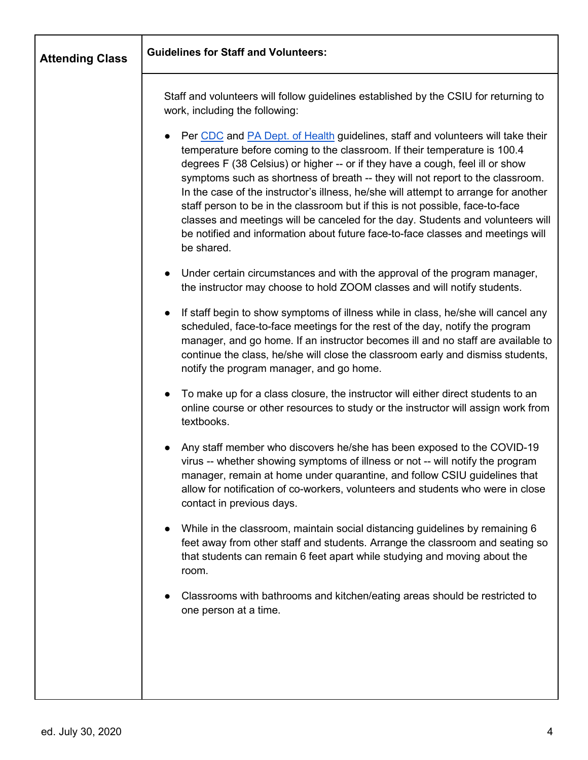| **Attending Class** | **Guidelines for Staff and Volunteers:** |
|---|---|
| | Staff and volunteers will follow guidelines established by the CSIU for returning to work, including the following:<br><br>● Per CDC and PA Dept. of Health guidelines, staff and volunteers will take their temperature before coming to the classroom. If their temperature is 100.4 degrees F (38 Celsius) or higher -- or if they have a cough, feel ill or show symptoms such as shortness of breath -- they will not report to the classroom. In the case of the instructor's illness, he/she will attempt to arrange for another staff person to be in the classroom but if this is not possible, face-to-face classes and meetings will be canceled for the day. Students and volunteers will be notified and information about future face-to-face classes and meetings will be shared.<br><br>● Under certain circumstances and with the approval of the program manager, the instructor may choose to hold ZOOM classes and will notify students.<br><br>● If staff begin to show symptoms of illness while in class, he/she will cancel any scheduled, face-to-face meetings for the rest of the day, notify the program manager, and go home. If an instructor becomes ill and no staff are available to continue the class, he/she will close the classroom early and dismiss students, notify the program manager, and go home.<br><br>● To make up for a class closure, the instructor will either direct students to an online course or other resources to study or the instructor will assign work from textbooks.<br><br>● Any staff member who discovers he/she has been exposed to the COVID-19 virus -- whether showing symptoms of illness or not -- will notify the program manager, remain at home under quarantine, and follow CSIU guidelines that allow for notification of co-workers, volunteers and students who were in close contact in previous days.<br><br>● While in the classroom, maintain social distancing guidelines by remaining 6 feet away from other staff and students. Arrange the classroom and seating so that students can remain 6 feet apart while studying and moving about the room.<br><br>● Classrooms with bathrooms and kitchen/eating areas should be restricted to one person at a time. |

ed. July 30, 2020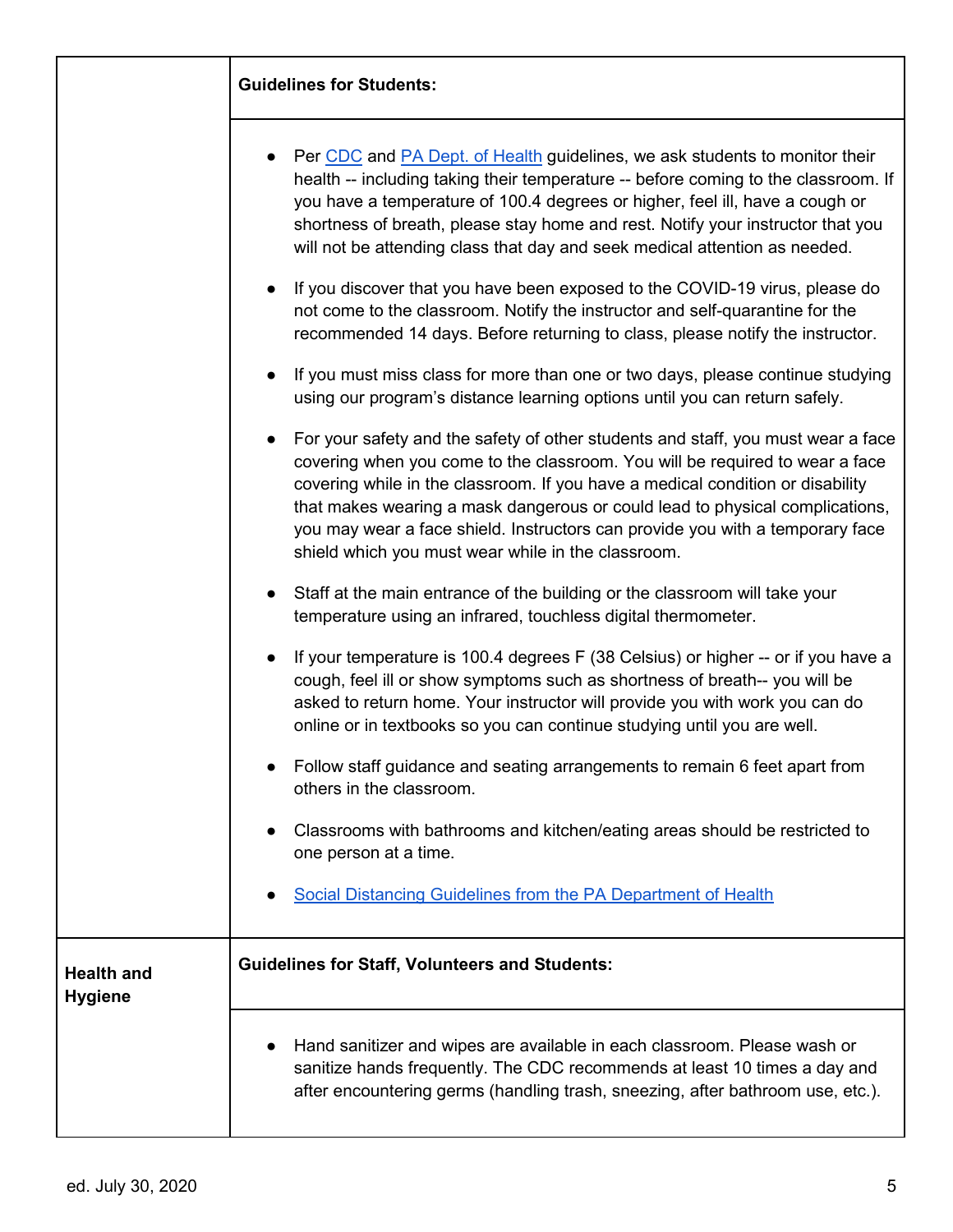| | **Guidelines for Students:** |
|---|---|
| | • Per CDC and PA Dept. of Health guidelines, we ask students to monitor their health -- including taking their temperature -- before coming to the classroom. If you have a temperature of 100.4 degrees or higher, feel ill, have a cough or shortness of breath, please stay home and rest. Notify your instructor that you will not be attending class that day and seek medical attention as needed.<br><br>• If you discover that you have been exposed to the COVID-19 virus, please do not come to the classroom. Notify the instructor and self-quarantine for the recommended 14 days. Before returning to class, please notify the instructor.<br><br>• If you must miss class for more than one or two days, please continue studying using our program's distance learning options until you can return safely.<br><br>• For your safety and the safety of other students and staff, you must wear a face covering when you come to the classroom. You will be required to wear a face covering while in the classroom. If you have a medical condition or disability that makes wearing a mask dangerous or could lead to physical complications, you may wear a face shield. Instructors can provide you with a temporary face shield which you must wear while in the classroom.<br><br>• Staff at the main entrance of the building or the classroom will take your temperature using an infrared, touchless digital thermometer.<br><br>• If your temperature is 100.4 degrees F (38 Celsius) or higher -- or if you have a cough, feel ill or show symptoms such as shortness of breath-- you will be asked to return home. Your instructor will provide you with work you can do online or in textbooks so you can continue studying until you are well.<br><br>• Follow staff guidance and seating arrangements to remain 6 feet apart from others in the classroom.<br><br>• Classrooms with bathrooms and kitchen/eating areas should be restricted to one person at a time.<br><br>• Social Distancing Guidelines from the PA Department of Health |
| **Health and Hygiene** | **Guidelines for Staff, Volunteers and Students:** |
| | • Hand sanitizer and wipes are available in each classroom. Please wash or sanitize hands frequently. The CDC recommends at least 10 times a day and after encountering germs (handling trash, sneezing, after bathroom use, etc.). |

ed. July 30, 2020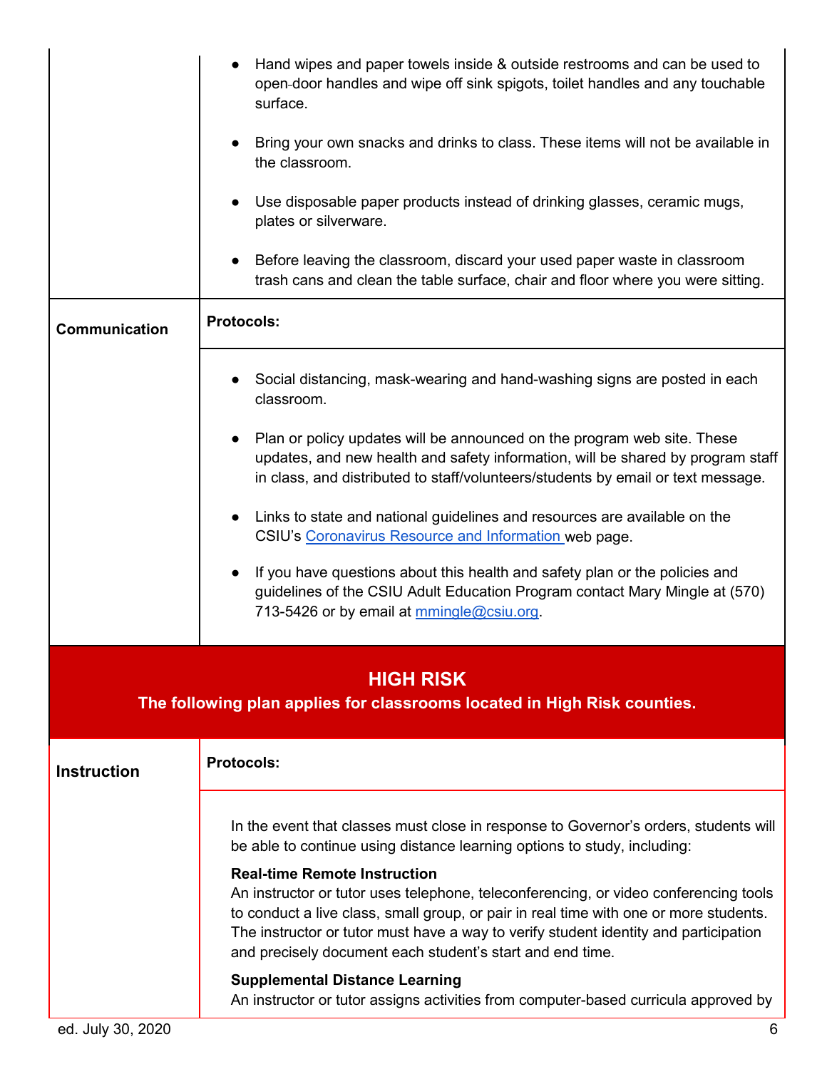| | |
|---|---|
| | • Hand wipes and paper towels inside & outside restrooms and can be used to open door handles and wipe off sink spigots, toilet handles and any touchable surface.<br><br>• Bring your own snacks and drinks to class. These items will not be available in the classroom.<br><br>• Use disposable paper products instead of drinking glasses, ceramic mugs, plates or silverware.<br><br>• Before leaving the classroom, discard your used paper waste in classroom trash cans and clean the table surface, chair and floor where you were sitting. |
| **Communication** | **Protocols:** |
| | • Social distancing, mask-wearing and hand-washing signs are posted in each classroom.<br><br>• Plan or policy updates will be announced on the program web site. These updates, and new health and safety information, will be shared by program staff in class, and distributed to staff/volunteers/students by email or text message.<br><br>• Links to state and national guidelines and resources are available on the CSIU's Coronavirus Resource and Information web page.<br><br>• If you have questions about this health and safety plan or the policies and guidelines of the CSIU Adult Education Program contact Mary Mingle at (570) 713-5426 or by email at mmingle@csiu.org. |

## HIGH RISK

**The following plan applies for classrooms located in High Risk counties.**

| | |
|---|---|
| **Instruction** | **Protocols:** |
| | In the event that classes must close in response to Governor's orders, students will be able to continue using distance learning options to study, including:<br><br>**Real-time Remote Instruction**<br>An instructor or tutor uses telephone, teleconferencing, or video conferencing tools to conduct a live class, small group, or pair in real time with one or more students. The instructor or tutor must have a way to verify student identity and participation and precisely document each student's start and end time.<br><br>**Supplemental Distance Learning**<br>An instructor or tutor assigns activities from computer-based curricula approved by |

ed. July 30, 2020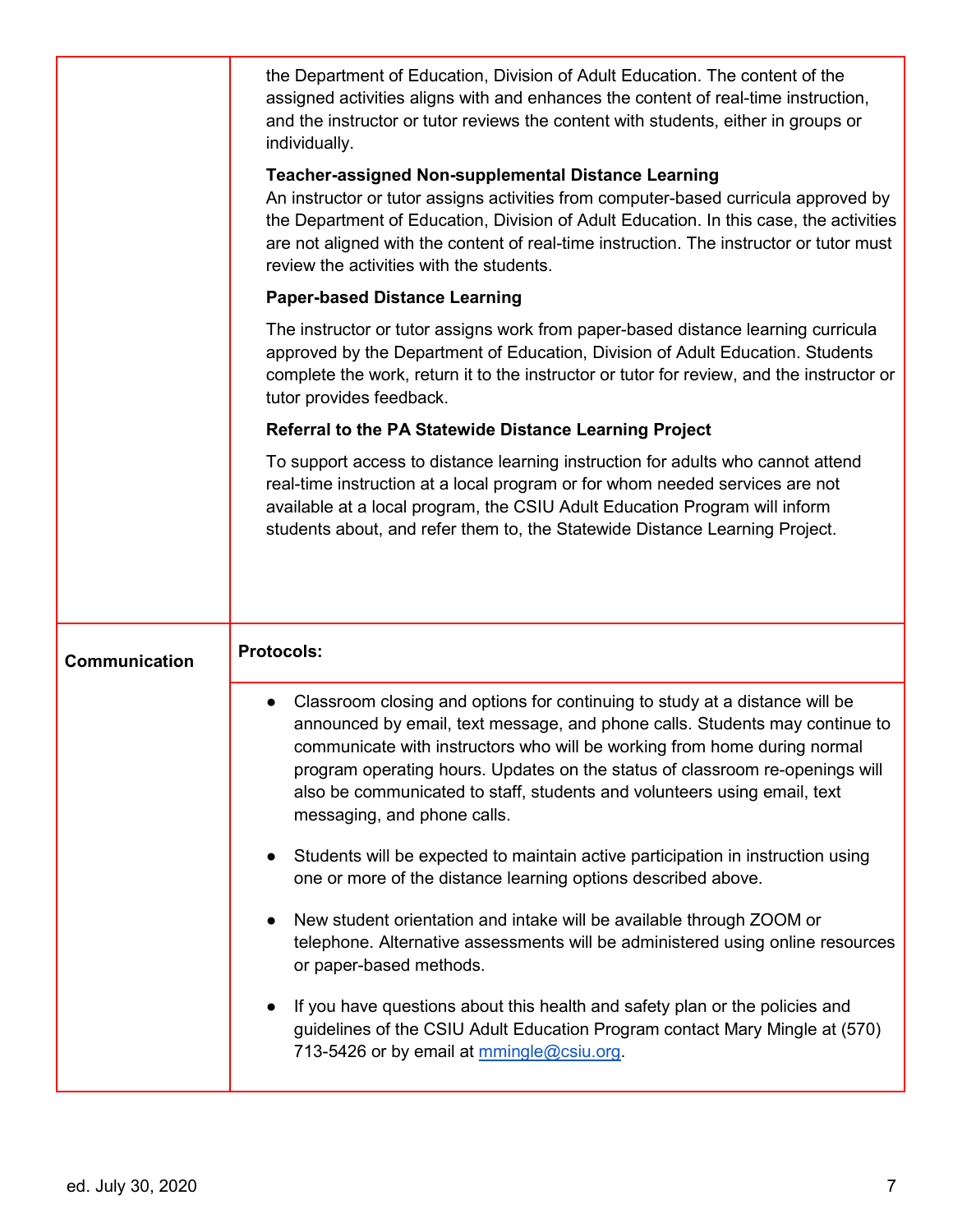| | |
|---|---|
| | the Department of Education, Division of Adult Education. The content of the assigned activities aligns with and enhances the content of real-time instruction, and the instructor or tutor reviews the content with students, either in groups or individually.<br><br>**Teacher-assigned Non-supplemental Distance Learning**<br>An instructor or tutor assigns activities from computer-based curricula approved by the Department of Education, Division of Adult Education. In this case, the activities are not aligned with the content of real-time instruction. The instructor or tutor must review the activities with the students.<br><br>**Paper-based Distance Learning**<br><br>The instructor or tutor assigns work from paper-based distance learning curricula approved by the Department of Education, Division of Adult Education. Students complete the work, return it to the instructor or tutor for review, and the instructor or tutor provides feedback.<br><br>**Referral to the PA Statewide Distance Learning Project**<br><br>To support access to distance learning instruction for adults who cannot attend real-time instruction at a local program or for whom needed services are not available at a local program, the CSIU Adult Education Program will inform students about, and refer them to, the Statewide Distance Learning Project. |
| **Communication** | **Protocols:** |
| | • Classroom closing and options for continuing to study at a distance will be announced by email, text message, and phone calls. Students may continue to communicate with instructors who will be working from home during normal program operating hours. Updates on the status of classroom re-openings will also be communicated to staff, students and volunteers using email, text messaging, and phone calls.<br><br>• Students will be expected to maintain active participation in instruction using one or more of the distance learning options described above.<br><br>• New student orientation and intake will be available through ZOOM or telephone. Alternative assessments will be administered using online resources or paper-based methods.<br><br>• If you have questions about this health and safety plan or the policies and guidelines of the CSIU Adult Education Program contact Mary Mingle at (570) 713-5426 or by email at mmingle@csiu.org. |

ed. July 30, 2020